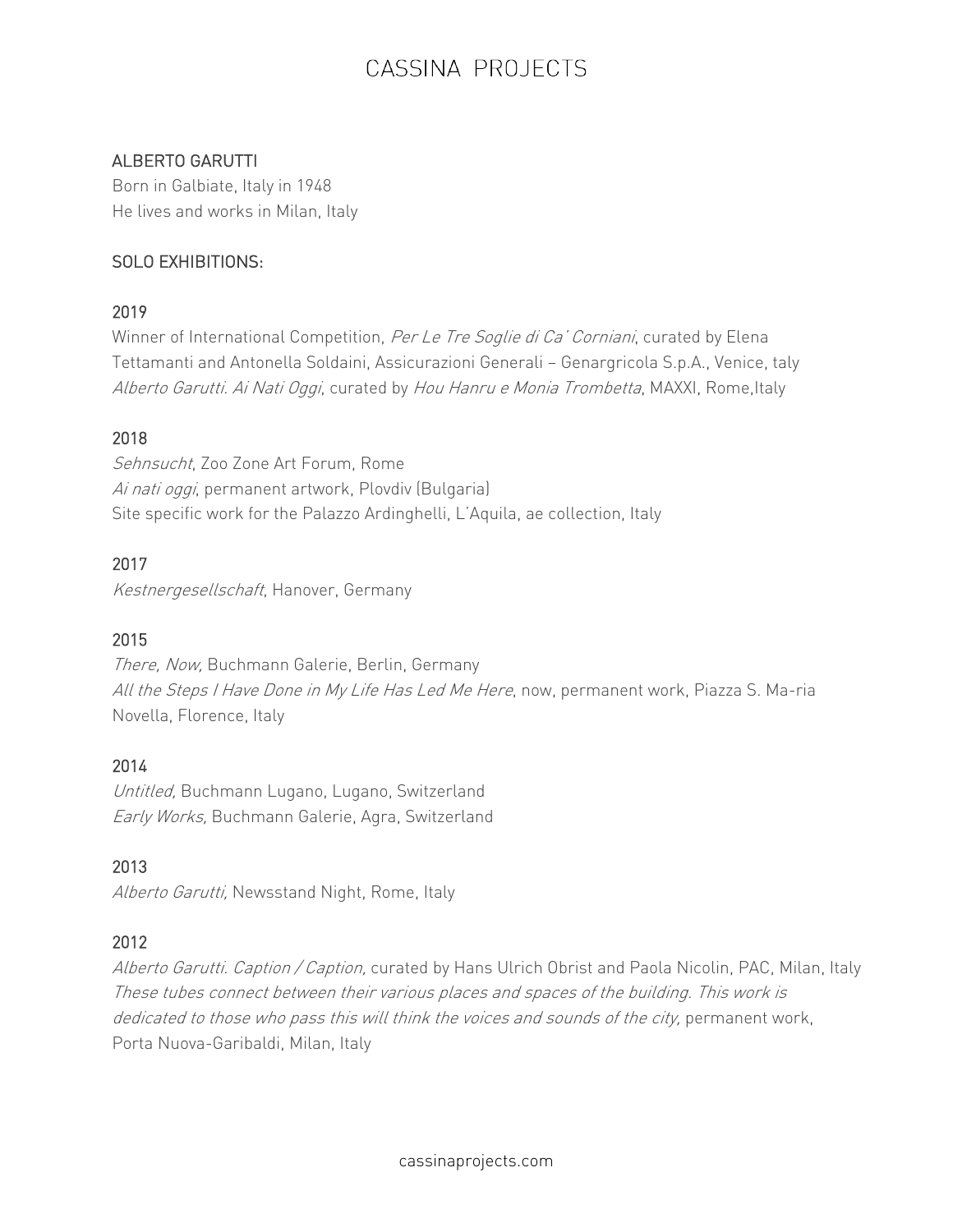# CASSINA PROJECTS

## ALBERTO GARUTTI

Born in Galbiate, Italy in 1948
He lives and works in Milan, Italy

### SOLO EXHIBITIONS:

#### 2019

Winner of International Competition, *Per Le Tre Soglie di Ca´ Corniani*, curated by Elena Tettamanti and Antonella Soldaini, Assicurazioni Generali – Genargricola S.p.A., Venice, taly
*Alberto Garutti. Ai Nati Oggi*, curated by *Hou Hanru e Monia Trombetta*, MAXXI, Rome,Italy

#### 2018

*Sehnsucht*, Zoo Zone Art Forum, Rome
*Ai nati oggi*, permanent artwork, Plovdiv (Bulgaria)
Site specific work for the Palazzo Ardinghelli, L´Aquila, ae collection, Italy

#### 2017

*Kestnergesellschaft*, Hanover, Germany

#### 2015

*There, Now,* Buchmann Galerie, Berlin, Germany
*All the Steps I Have Done in My Life Has Led Me Here*, now, permanent work, Piazza S. Ma-ria Novella, Florence, Italy

#### 2014

*Untitled,* Buchmann Lugano, Lugano, Switzerland
*Early Works,* Buchmann Galerie, Agra, Switzerland

#### 2013

*Alberto Garutti,* Newsstand Night, Rome, Italy

#### 2012

*Alberto Garutti. Caption / Caption,* curated by Hans Ulrich Obrist and Paola Nicolin, PAC, Milan, Italy
*These tubes connect between their various places and spaces of the building. This work is dedicated to those who pass this will think the voices and sounds of the city,* permanent work, Porta Nuova-Garibaldi, Milan, Italy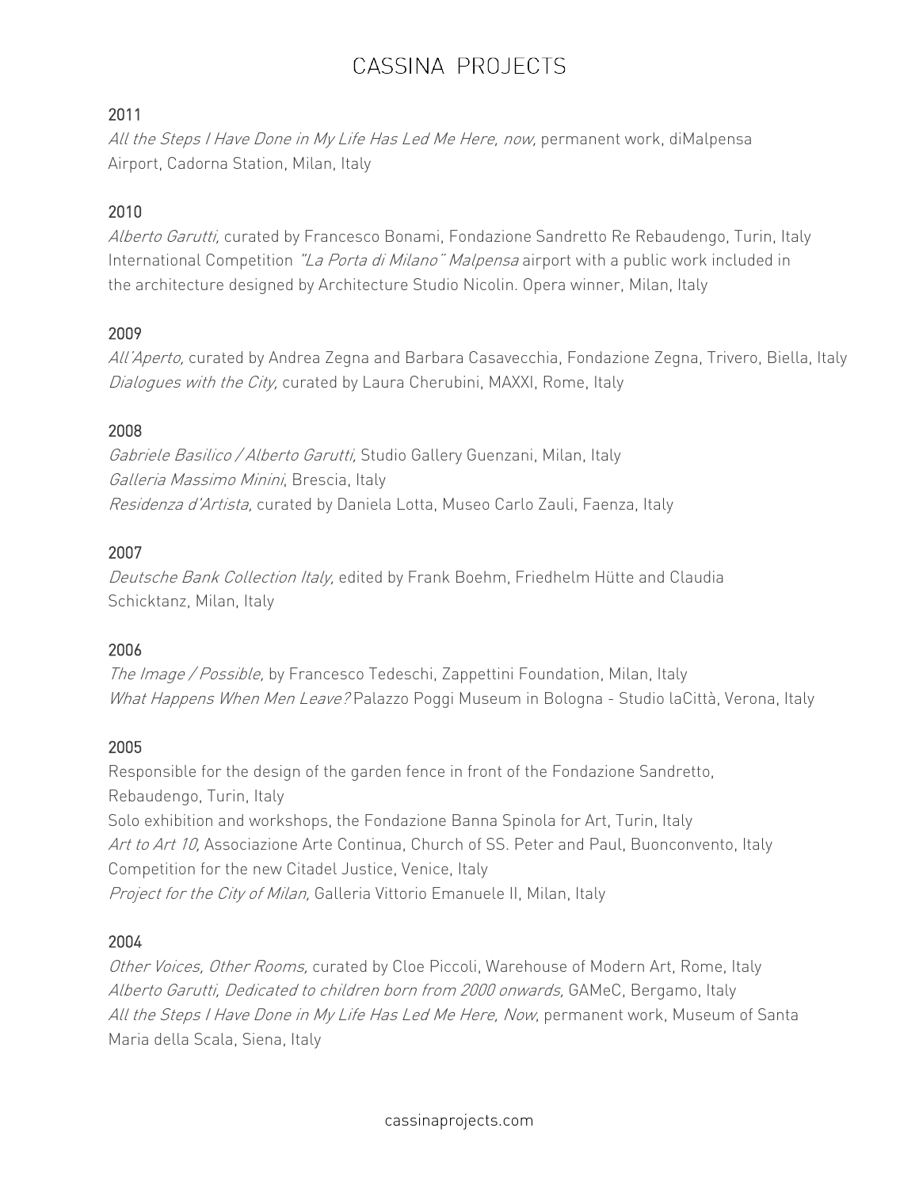2011

*All the Steps I Have Done in My Life Has Led Me Here, now,* permanent work, diMalpensa Airport, Cadorna Station, Milan, Italy

2010

*Alberto Garutti,* curated by Francesco Bonami, Fondazione Sandretto Re Rebaudengo, Turin, Italy
International Competition *"La Porta di Milano" Malpensa* airport with a public work included in the architecture designed by Architecture Studio Nicolin. Opera winner, Milan, Italy

2009

*All'Aperto,* curated by Andrea Zegna and Barbara Casavecchia, Fondazione Zegna, Trivero, Biella, Italy
*Dialogues with the City,* curated by Laura Cherubini, MAXXI, Rome, Italy

2008

*Gabriele Basilico / Alberto Garutti,* Studio Gallery Guenzani, Milan, Italy
*Galleria Massimo Minini*, Brescia, Italy
*Residenza d'Artista,* curated by Daniela Lotta, Museo Carlo Zauli, Faenza, Italy

2007

*Deutsche Bank Collection Italy,* edited by Frank Boehm, Friedhelm Hütte and Claudia Schicktanz, Milan, Italy

2006

*The Image / Possible,* by Francesco Tedeschi, Zappettini Foundation, Milan, Italy
*What Happens When Men Leave?* Palazzo Poggi Museum in Bologna - Studio laCittà, Verona, Italy

2005

Responsible for the design of the garden fence in front of the Fondazione Sandretto, Rebaudengo, Turin, Italy
Solo exhibition and workshops, the Fondazione Banna Spinola for Art, Turin, Italy
*Art to Art 10,* Associazione Arte Continua, Church of SS. Peter and Paul, Buonconvento, Italy
Competition for the new Citadel Justice, Venice, Italy
*Project for the City of Milan,* Galleria Vittorio Emanuele II, Milan, Italy

2004

*Other Voices, Other Rooms,* curated by Cloe Piccoli, Warehouse of Modern Art, Rome, Italy
*Alberto Garutti, Dedicated to children born from 2000 onwards,* GAMeC, Bergamo, Italy
*All the Steps I Have Done in My Life Has Led Me Here, Now*, permanent work, Museum of Santa Maria della Scala, Siena, Italy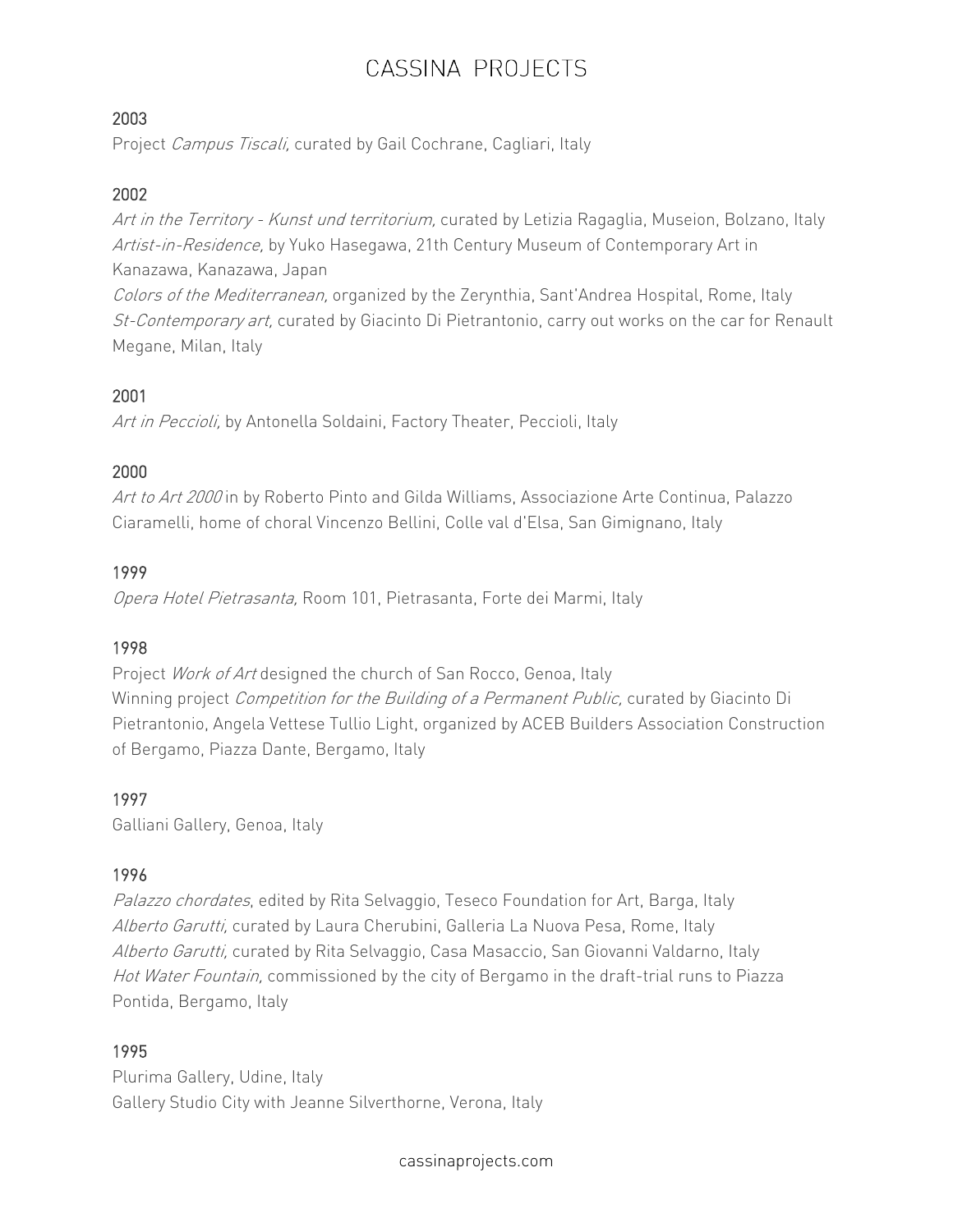2003

Project *Campus Tiscali,* curated by Gail Cochrane, Cagliari, Italy

2002

*Art in the Territory - Kunst und territorium,* curated by Letizia Ragaglia, Museion, Bolzano, Italy
*Artist-in-Residence,* by Yuko Hasegawa, 21th Century Museum of Contemporary Art in Kanazawa, Kanazawa, Japan
*Colors of the Mediterranean,* organized by the Zerynthia, Sant'Andrea Hospital, Rome, Italy
*St-Contemporary art,* curated by Giacinto Di Pietrantonio, carry out works on the car for Renault Megane, Milan, Italy

2001

*Art in Peccioli,* by Antonella Soldaini, Factory Theater, Peccioli, Italy

2000

*Art to Art 2000* in by Roberto Pinto and Gilda Williams, Associazione Arte Continua, Palazzo Ciaramelli, home of choral Vincenzo Bellini, Colle val d'Elsa, San Gimignano, Italy

1999

*Opera Hotel Pietrasanta,* Room 101, Pietrasanta, Forte dei Marmi, Italy

1998

Project *Work of Art* designed the church of San Rocco, Genoa, Italy
Winning project *Competition for the Building of a Permanent Public,* curated by Giacinto Di Pietrantonio, Angela Vettese Tullio Light, organized by ACEB Builders Association Construction of Bergamo, Piazza Dante, Bergamo, Italy

1997

Galliani Gallery, Genoa, Italy

1996

*Palazzo chordates*, edited by Rita Selvaggio, Teseco Foundation for Art, Barga, Italy
*Alberto Garutti,* curated by Laura Cherubini, Galleria La Nuova Pesa, Rome, Italy
*Alberto Garutti,* curated by Rita Selvaggio, Casa Masaccio, San Giovanni Valdarno, Italy
*Hot Water Fountain,* commissioned by the city of Bergamo in the draft-trial runs to Piazza Pontida, Bergamo, Italy

1995

Plurima Gallery, Udine, Italy
Gallery Studio City with Jeanne Silverthorne, Verona, Italy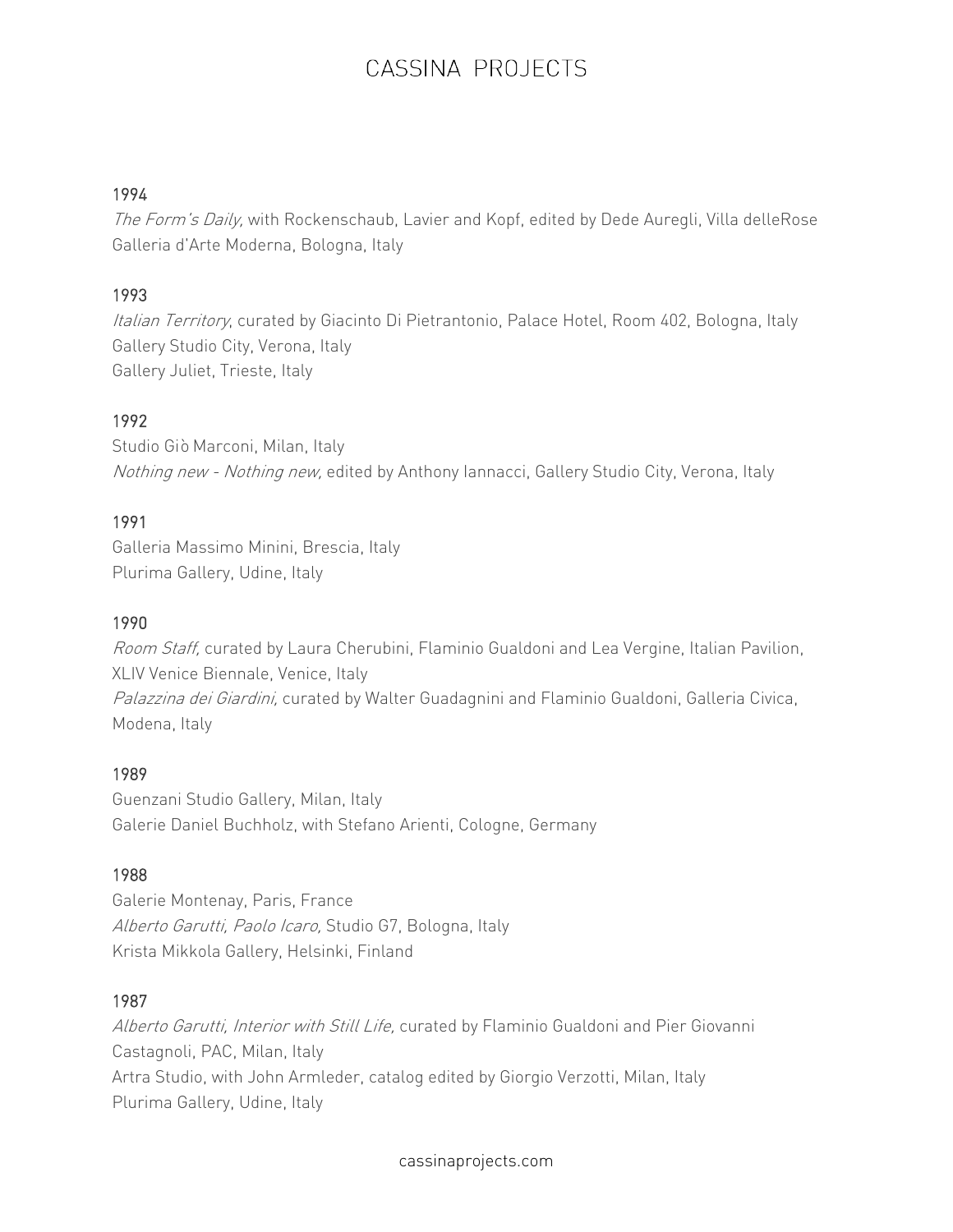1994

*The Form's Daily,* with Rockenschaub, Lavier and Kopf, edited by Dede Auregli, Villa delleRose Galleria d'Arte Moderna, Bologna, Italy

1993

*Italian Territory*, curated by Giacinto Di Pietrantonio, Palace Hotel, Room 402, Bologna, Italy
Gallery Studio City, Verona, Italy
Gallery Juliet, Trieste, Italy

1992

Studio Giò Marconi, Milan, Italy
*Nothing new - Nothing new,* edited by Anthony Iannacci, Gallery Studio City, Verona, Italy

1991

Galleria Massimo Minini, Brescia, Italy
Plurima Gallery, Udine, Italy

1990

*Room Staff,* curated by Laura Cherubini, Flaminio Gualdoni and Lea Vergine, Italian Pavilion, XLIV Venice Biennale, Venice, Italy
*Palazzina dei Giardini,* curated by Walter Guadagnini and Flaminio Gualdoni, Galleria Civica, Modena, Italy

1989

Guenzani Studio Gallery, Milan, Italy
Galerie Daniel Buchholz, with Stefano Arienti, Cologne, Germany

1988

Galerie Montenay, Paris, France
*Alberto Garutti, Paolo Icaro,* Studio G7, Bologna, Italy
Krista Mikkola Gallery, Helsinki, Finland

1987

*Alberto Garutti, Interior with Still Life,* curated by Flaminio Gualdoni and Pier Giovanni Castagnoli, PAC, Milan, Italy
Artra Studio, with John Armleder, catalog edited by Giorgio Verzotti, Milan, Italy
Plurima Gallery, Udine, Italy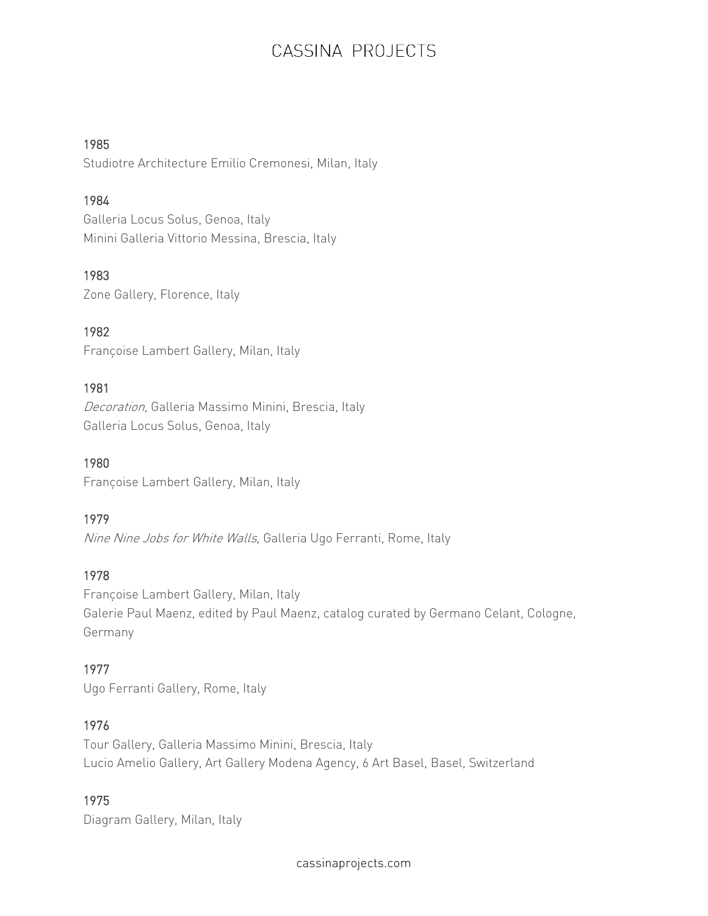1985

Studiotre Architecture Emilio Cremonesi, Milan, Italy

1984

Galleria Locus Solus, Genoa, Italy

Minini Galleria Vittorio Messina, Brescia, Italy

1983

Zone Gallery, Florence, Italy

1982

Françoise Lambert Gallery, Milan, Italy

1981

*Decoration,* Galleria Massimo Minini, Brescia, Italy

Galleria Locus Solus, Genoa, Italy

1980

Françoise Lambert Gallery, Milan, Italy

1979

*Nine Nine Jobs for White Walls,* Galleria Ugo Ferranti, Rome, Italy

1978

Françoise Lambert Gallery, Milan, Italy

Galerie Paul Maenz, edited by Paul Maenz, catalog curated by Germano Celant, Cologne, Germany

1977

Ugo Ferranti Gallery, Rome, Italy

1976

Tour Gallery, Galleria Massimo Minini, Brescia, Italy

Lucio Amelio Gallery, Art Gallery Modena Agency, 6 Art Basel, Basel, Switzerland

1975

Diagram Gallery, Milan, Italy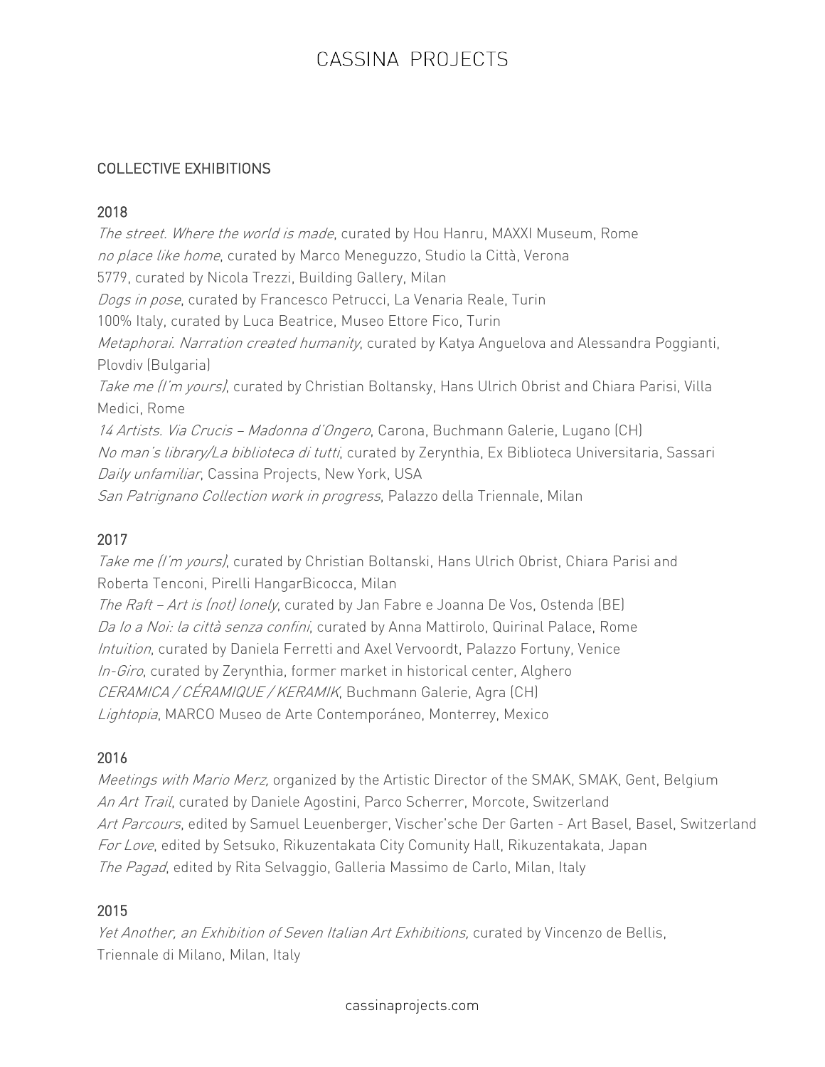## COLLECTIVE EXHIBITIONS

### 2018

*The street. Where the world is made*, curated by Hou Hanru, MAXXI Museum, Rome
*no place like home*, curated by Marco Meneguzzo, Studio la Città, Verona
5779, curated by Nicola Trezzi, Building Gallery, Milan
*Dogs in pose*, curated by Francesco Petrucci, La Venaria Reale, Turin
100% Italy, curated by Luca Beatrice, Museo Ettore Fico, Turin
*Metaphorai. Narration created humanity*, curated by Katya Anguelova and Alessandra Poggianti, Plovdiv (Bulgaria)
*Take me (I'm yours)*, curated by Christian Boltansky, Hans Ulrich Obrist and Chiara Parisi, Villa Medici, Rome
*14 Artists. Via Crucis – Madonna d'Ongero*, Carona, Buchmann Galerie, Lugano (CH)
*No man's library/La biblioteca di tutti*, curated by Zerynthia, Ex Biblioteca Universitaria, Sassari
*Daily unfamiliar*, Cassina Projects, New York, USA
*San Patrignano Collection work in progress*, Palazzo della Triennale, Milan

### 2017

*Take me (I'm yours)*, curated by Christian Boltanski, Hans Ulrich Obrist, Chiara Parisi and Roberta Tenconi, Pirelli HangarBicocca, Milan
*The Raft – Art is (not) lonely*, curated by Jan Fabre e Joanna De Vos, Ostenda (BE)
*Da Io a Noi: la città senza confini*, curated by Anna Mattirolo, Quirinal Palace, Rome
*Intuition*, curated by Daniela Ferretti and Axel Vervoordt, Palazzo Fortuny, Venice
*In-Giro*, curated by Zerynthia, former market in historical center, Alghero
*CERAMICA / CÉRAMIQUE / KERAMIK*, Buchmann Galerie, Agra (CH)
*Lightopia*, MARCO Museo de Arte Contemporáneo, Monterrey, Mexico

### 2016

*Meetings with Mario Merz*, organized by the Artistic Director of the SMAK, SMAK, Gent, Belgium
*An Art Trail*, curated by Daniele Agostini, Parco Scherrer, Morcote, Switzerland
*Art Parcours*, edited by Samuel Leuenberger, Vischer'sche Der Garten - Art Basel, Basel, Switzerland
*For Love*, edited by Setsuko, Rikuzentakata City Comunity Hall, Rikuzentakata, Japan
*The Pagad*, edited by Rita Selvaggio, Galleria Massimo de Carlo, Milan, Italy

### 2015

*Yet Another, an Exhibition of Seven Italian Art Exhibitions,* curated by Vincenzo de Bellis, Triennale di Milano, Milan, Italy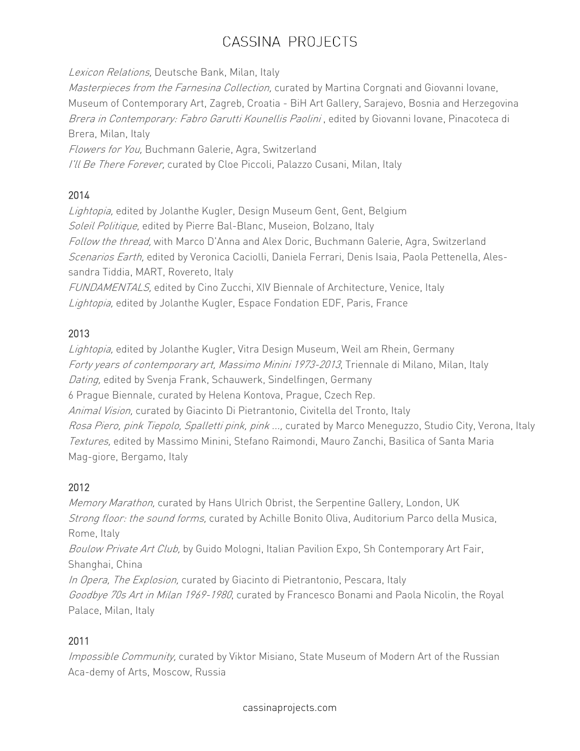*Lexicon Relations,* Deutsche Bank, Milan, Italy
*Masterpieces from the Farnesina Collection,* curated by Martina Corgnati and Giovanni Iovane, Museum of Contemporary Art, Zagreb, Croatia - BiH Art Gallery, Sarajevo, Bosnia and Herzegovina
*Brera in Contemporary: Fabro Garutti Kounellis Paolini* , edited by Giovanni Iovane, Pinacoteca di Brera, Milan, Italy
*Flowers for You,* Buchmann Galerie, Agra, Switzerland
*I'll Be There Forever,* curated by Cloe Piccoli, Palazzo Cusani, Milan, Italy

2014
*Lightopia,* edited by Jolanthe Kugler, Design Museum Gent, Gent, Belgium
*Soleil Politique,* edited by Pierre Bal-Blanc, Museion, Bolzano, Italy
*Follow the thread,* with Marco D'Anna and Alex Doric, Buchmann Galerie, Agra, Switzerland
*Scenarios Earth,* edited by Veronica Caciolli, Daniela Ferrari, Denis Isaia, Paola Pettenella, Alessandra Tiddia, MART, Rovereto, Italy
*FUNDAMENTALS,* edited by Cino Zucchi, XIV Biennale of Architecture, Venice, Italy
*Lightopia,* edited by Jolanthe Kugler, Espace Fondation EDF, Paris, France

2013
*Lightopia,* edited by Jolanthe Kugler, Vitra Design Museum, Weil am Rhein, Germany
*Forty years of contemporary art, Massimo Minini 1973-2013*, Triennale di Milano, Milan, Italy
*Dating,* edited by Svenja Frank, Schauwerk, Sindelfingen, Germany
6 Prague Biennale, curated by Helena Kontova, Prague, Czech Rep.
*Animal Vision,* curated by Giacinto Di Pietrantonio, Civitella del Tronto, Italy
*Rosa Piero, pink Tiepolo, Spalletti pink, pink ...,* curated by Marco Meneguzzo, Studio City, Verona, Italy
*Textures,* edited by Massimo Minini, Stefano Raimondi, Mauro Zanchi, Basilica of Santa Maria Mag-giore, Bergamo, Italy

2012
*Memory Marathon,* curated by Hans Ulrich Obrist, the Serpentine Gallery, London, UK
*Strong floor: the sound forms,* curated by Achille Bonito Oliva, Auditorium Parco della Musica, Rome, Italy
*Boulow Private Art Club,* by Guido Mologni, Italian Pavilion Expo, Sh Contemporary Art Fair, Shanghai, China
*In Opera, The Explosion,* curated by Giacinto di Pietrantonio, Pescara, Italy
*Goodbye 70s Art in Milan 1969-1980*, curated by Francesco Bonami and Paola Nicolin, the Royal Palace, Milan, Italy

2011
*Impossible Community,* curated by Viktor Misiano, State Museum of Modern Art of the Russian Aca-demy of Arts, Moscow, Russia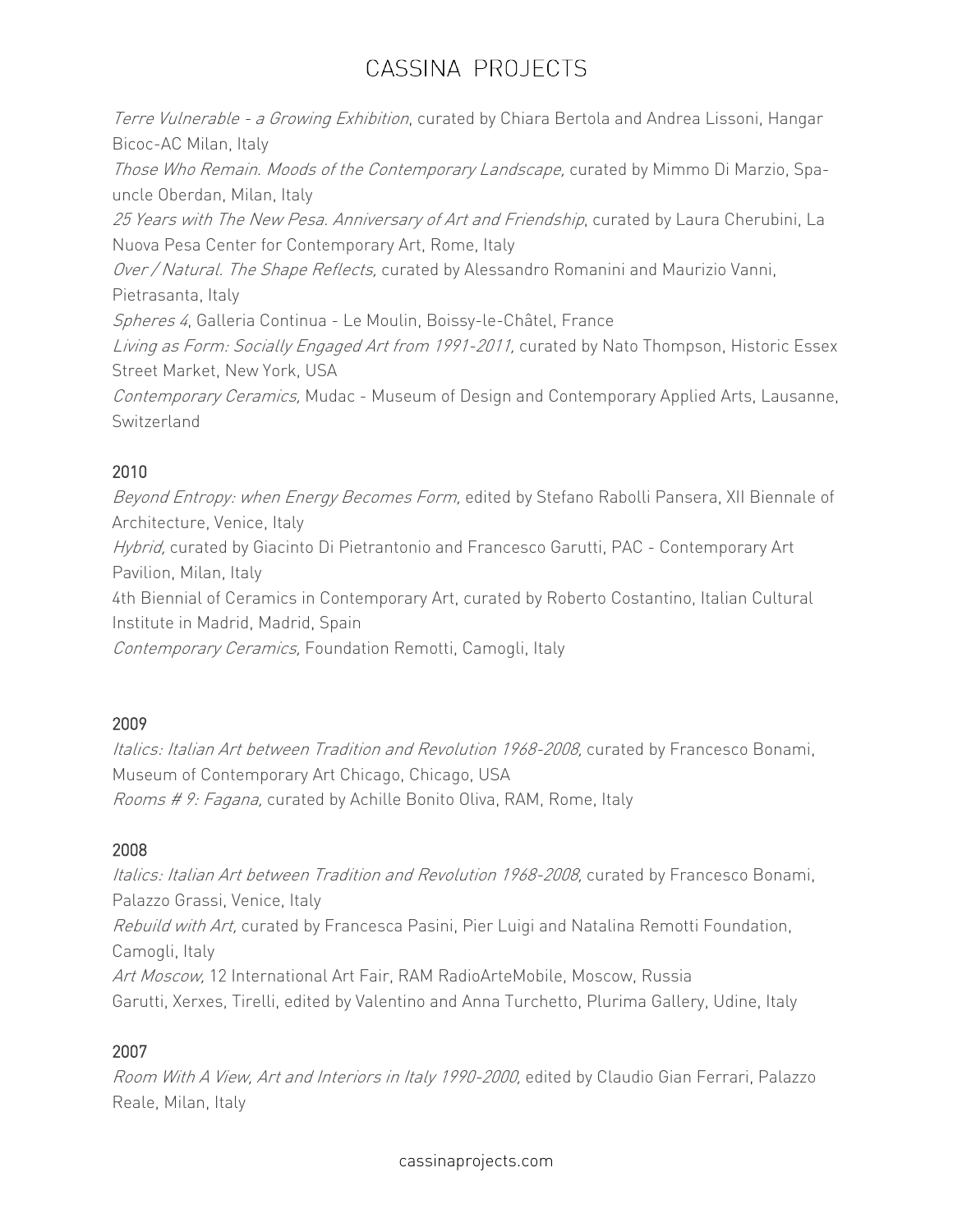*Terre Vulnerable - a Growing Exhibition*, curated by Chiara Bertola and Andrea Lissoni, Hangar Bicoc-AC Milan, Italy

*Those Who Remain. Moods of the Contemporary Landscape,* curated by Mimmo Di Marzio, Spa-uncle Oberdan, Milan, Italy

*25 Years with The New Pesa. Anniversary of Art and Friendship*, curated by Laura Cherubini, La Nuova Pesa Center for Contemporary Art, Rome, Italy

*Over / Natural. The Shape Reflects,* curated by Alessandro Romanini and Maurizio Vanni, Pietrasanta, Italy

*Spheres 4*, Galleria Continua - Le Moulin, Boissy-le-Châtel, France

*Living as Form: Socially Engaged Art from 1991-2011,* curated by Nato Thompson, Historic Essex Street Market, New York, USA

*Contemporary Ceramics,* Mudac - Museum of Design and Contemporary Applied Arts, Lausanne, Switzerland

### 2010

*Beyond Entropy: when Energy Becomes Form,* edited by Stefano Rabolli Pansera, XII Biennale of Architecture, Venice, Italy

*Hybrid,* curated by Giacinto Di Pietrantonio and Francesco Garutti, PAC - Contemporary Art Pavilion, Milan, Italy

4th Biennial of Ceramics in Contemporary Art, curated by Roberto Costantino, Italian Cultural Institute in Madrid, Madrid, Spain

*Contemporary Ceramics,* Foundation Remotti, Camogli, Italy

### 2009

*Italics: Italian Art between Tradition and Revolution 1968-2008,* curated by Francesco Bonami, Museum of Contemporary Art Chicago, Chicago, USA

*Rooms # 9: Fagana,* curated by Achille Bonito Oliva, RAM, Rome, Italy

### 2008

*Italics: Italian Art between Tradition and Revolution 1968-2008,* curated by Francesco Bonami, Palazzo Grassi, Venice, Italy

*Rebuild with Art,* curated by Francesca Pasini, Pier Luigi and Natalina Remotti Foundation, Camogli, Italy

*Art Moscow,* 12 International Art Fair, RAM RadioArteMobile, Moscow, Russia

Garutti, Xerxes, Tirelli, edited by Valentino and Anna Turchetto, Plurima Gallery, Udine, Italy

### 2007

*Room With A View, Art and Interiors in Italy 1990-2000,* edited by Claudio Gian Ferrari, Palazzo Reale, Milan, Italy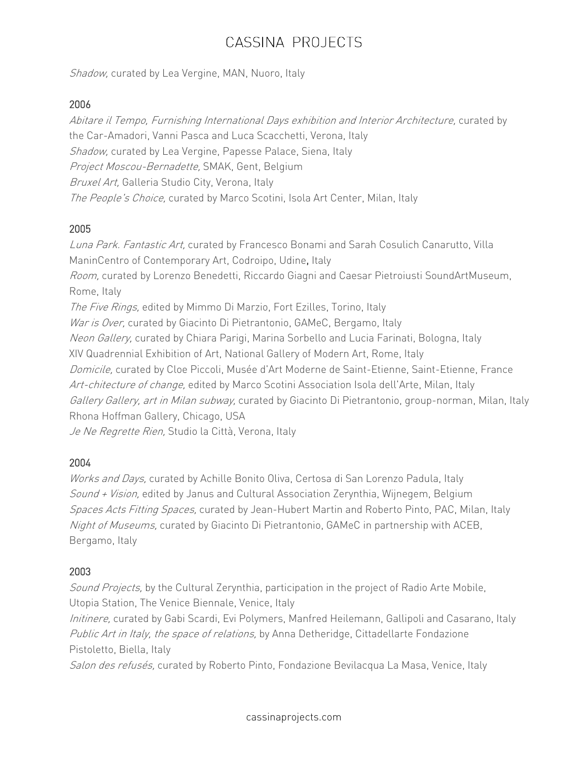*Shadow,* curated by Lea Vergine, MAN, Nuoro, Italy

### 2006

*Abitare il Tempo, Furnishing International Days exhibition and Interior Architecture,* curated by the Car-Amadori, Vanni Pasca and Luca Scacchetti, Verona, Italy
*Shadow,* curated by Lea Vergine, Papesse Palace, Siena, Italy
*Project Moscou-Bernadette,* SMAK, Gent, Belgium
*Bruxel Art,* Galleria Studio City, Verona, Italy
*The People's Choice,* curated by Marco Scotini, Isola Art Center, Milan, Italy

### 2005

*Luna Park. Fantastic Art,* curated by Francesco Bonami and Sarah Cosulich Canarutto, Villa ManinCentro of Contemporary Art, Codroipo, Udine, Italy
*Room,* curated by Lorenzo Benedetti, Riccardo Giagni and Caesar Pietroiusti SoundArtMuseum, Rome, Italy
*The Five Rings,* edited by Mimmo Di Marzio, Fort Ezilles, Torino, Italy
*War is Over,* curated by Giacinto Di Pietrantonio, GAMeC, Bergamo, Italy
*Neon Gallery,* curated by Chiara Parigi, Marina Sorbello and Lucia Farinati, Bologna, Italy
XIV Quadrennial Exhibition of Art, National Gallery of Modern Art, Rome, Italy
*Domicile,* curated by Cloe Piccoli, Musée d'Art Moderne de Saint-Etienne, Saint-Etienne, France
*Art-chitecture of change,* edited by Marco Scotini Association Isola dell'Arte, Milan, Italy
*Gallery Gallery, art in Milan subway,* curated by Giacinto Di Pietrantonio, group-norman, Milan, Italy
Rhona Hoffman Gallery, Chicago, USA
*Je Ne Regrette Rien,* Studio la Città, Verona, Italy

### 2004

*Works and Days,* curated by Achille Bonito Oliva, Certosa di San Lorenzo Padula, Italy
*Sound + Vision,* edited by Janus and Cultural Association Zerynthia, Wijnegem, Belgium
*Spaces Acts Fitting Spaces,* curated by Jean-Hubert Martin and Roberto Pinto, PAC, Milan, Italy
*Night of Museums,* curated by Giacinto Di Pietrantonio, GAMeC in partnership with ACEB, Bergamo, Italy

### 2003

*Sound Projects,* by the Cultural Zerynthia, participation in the project of Radio Arte Mobile, Utopia Station, The Venice Biennale, Venice, Italy
*Initinere,* curated by Gabi Scardi, Evi Polymers, Manfred Heilemann, Gallipoli and Casarano, Italy
*Public Art in Italy, the space of relations,* by Anna Detheridge, Cittadellarte Fondazione Pistoletto, Biella, Italy
*Salon des refusés,* curated by Roberto Pinto, Fondazione Bevilacqua La Masa, Venice, Italy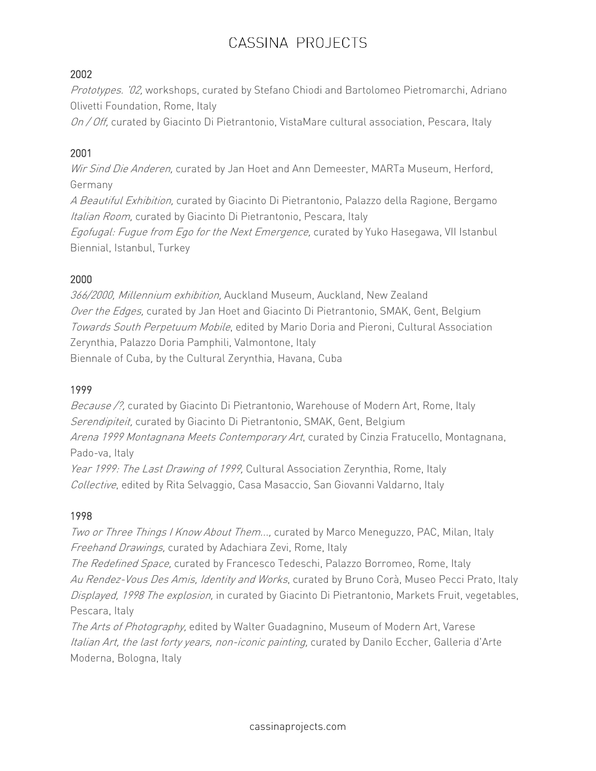### 2002

*Prototypes. '02,* workshops, curated by Stefano Chiodi and Bartolomeo Pietromarchi, Adriano Olivetti Foundation, Rome, Italy
*On / Off,* curated by Giacinto Di Pietrantonio, VistaMare cultural association, Pescara, Italy

### 2001

*Wir Sind Die Anderen,* curated by Jan Hoet and Ann Demeester, MARTa Museum, Herford, Germany
*A Beautiful Exhibition,* curated by Giacinto Di Pietrantonio, Palazzo della Ragione, Bergamo
*Italian Room,* curated by Giacinto Di Pietrantonio, Pescara, Italy
*Egofugal: Fugue from Ego for the Next Emergence,* curated by Yuko Hasegawa, VII Istanbul Biennial, Istanbul, Turkey

### 2000

*366/2000, Millennium exhibition,* Auckland Museum, Auckland, New Zealand
*Over the Edges,* curated by Jan Hoet and Giacinto Di Pietrantonio, SMAK, Gent, Belgium
*Towards South Perpetuum Mobile*, edited by Mario Doria and Pieroni, Cultural Association Zerynthia, Palazzo Doria Pamphili, Valmontone, Italy
Biennale of Cuba, by the Cultural Zerynthia, Havana, Cuba

### 1999

*Because /?,* curated by Giacinto Di Pietrantonio, Warehouse of Modern Art, Rome, Italy
*Serendipiteit,* curated by Giacinto Di Pietrantonio, SMAK, Gent, Belgium
*Arena 1999 Montagnana Meets Contemporary Art*, curated by Cinzia Fratucello, Montagnana, Pado-va, Italy
*Year 1999: The Last Drawing of 1999,* Cultural Association Zerynthia, Rome, Italy
*Collective*, edited by Rita Selvaggio, Casa Masaccio, San Giovanni Valdarno, Italy

### 1998

*Two or Three Things I Know About Them...,* curated by Marco Meneguzzo, PAC, Milan, Italy
*Freehand Drawings,* curated by Adachiara Zevi, Rome, Italy
*The Redefined Space,* curated by Francesco Tedeschi, Palazzo Borromeo, Rome, Italy
*Au Rendez-Vous Des Amis, Identity and Works*, curated by Bruno Corà, Museo Pecci Prato, Italy
*Displayed, 1998 The explosion,* in curated by Giacinto Di Pietrantonio, Markets Fruit, vegetables, Pescara, Italy
*The Arts of Photography,* edited by Walter Guadagnino, Museum of Modern Art, Varese
*Italian Art, the last forty years, non-iconic painting,* curated by Danilo Eccher, Galleria d'Arte Moderna, Bologna, Italy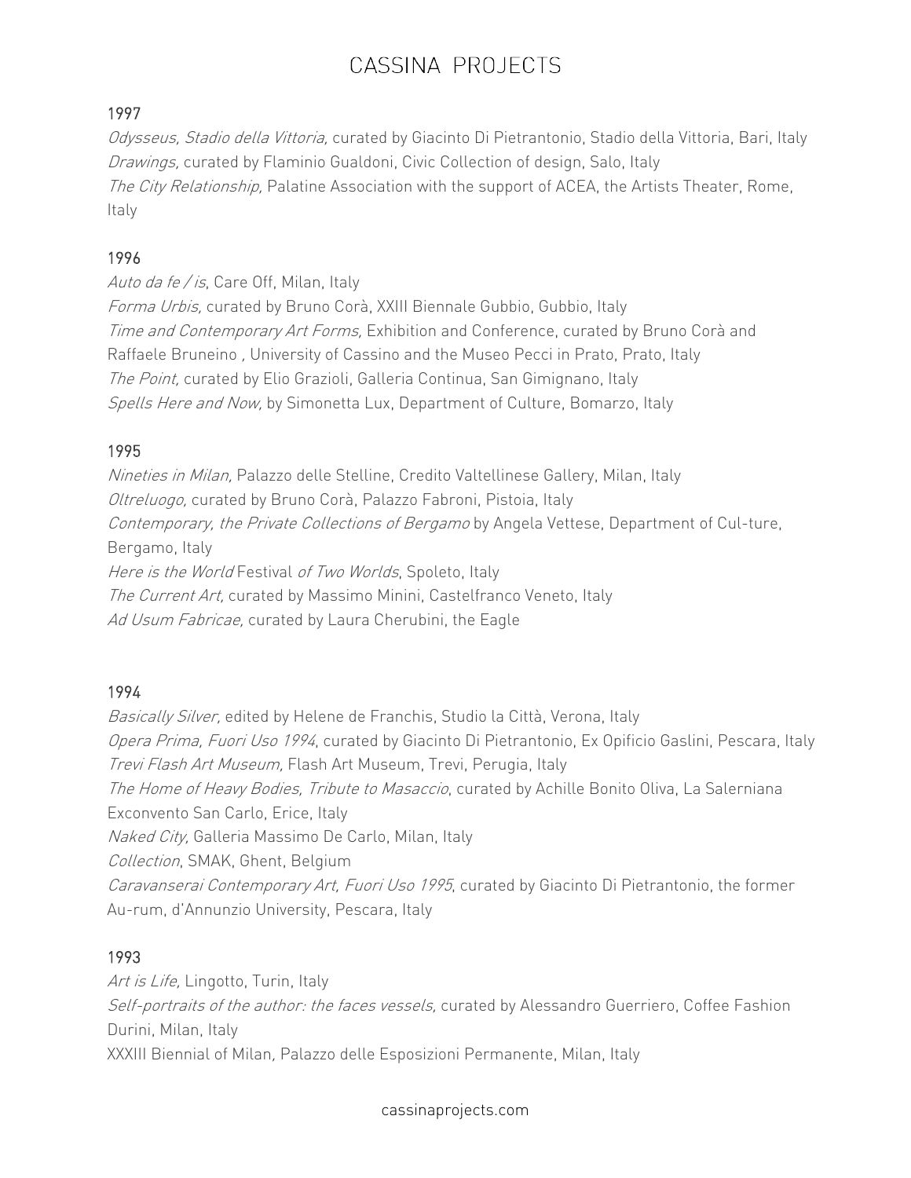### 1997

*Odysseus, Stadio della Vittoria,* curated by Giacinto Di Pietrantonio, Stadio della Vittoria, Bari, Italy
*Drawings,* curated by Flaminio Gualdoni, Civic Collection of design, Salo, Italy
*The City Relationship,* Palatine Association with the support of ACEA, the Artists Theater, Rome, Italy

### 1996

*Auto da fe / is*, Care Off, Milan, Italy
*Forma Urbis,* curated by Bruno Corà, XXIII Biennale Gubbio, Gubbio, Italy
*Time and Contemporary Art Forms,* Exhibition and Conference, curated by Bruno Corà and Raffaele Bruneino , University of Cassino and the Museo Pecci in Prato, Prato, Italy
*The Point,* curated by Elio Grazioli, Galleria Continua, San Gimignano, Italy
*Spells Here and Now,* by Simonetta Lux, Department of Culture, Bomarzo, Italy

### 1995

*Nineties in Milan,* Palazzo delle Stelline, Credito Valtellinese Gallery, Milan, Italy
*Oltreluogo,* curated by Bruno Corà, Palazzo Fabroni, Pistoia, Italy
*Contemporary, the Private Collections of Bergamo* by Angela Vettese, Department of Cul-ture, Bergamo, Italy
*Here is the World* Festival *of Two Worlds*, Spoleto, Italy
*The Current Art,* curated by Massimo Minini, Castelfranco Veneto, Italy
*Ad Usum Fabricae,* curated by Laura Cherubini, the Eagle

### 1994

*Basically Silver,* edited by Helene de Franchis, Studio la Città, Verona, Italy
*Opera Prima, Fuori Uso 1994*, curated by Giacinto Di Pietrantonio, Ex Opificio Gaslini, Pescara, Italy
*Trevi Flash Art Museum,* Flash Art Museum, Trevi, Perugia, Italy
*The Home of Heavy Bodies, Tribute to Masaccio*, curated by Achille Bonito Oliva, La Salerniana Exconvento San Carlo, Erice, Italy
*Naked City,* Galleria Massimo De Carlo, Milan, Italy
*Collection*, SMAK, Ghent, Belgium
*Caravanserai Contemporary Art, Fuori Uso 1995*, curated by Giacinto Di Pietrantonio, the former Au-rum, d'Annunzio University, Pescara, Italy

### 1993

*Art is Life,* Lingotto, Turin, Italy
*Self-portraits of the author: the faces vessels,* curated by Alessandro Guerriero, Coffee Fashion Durini, Milan, Italy
XXXIII Biennial of Milan*,* Palazzo delle Esposizioni Permanente, Milan, Italy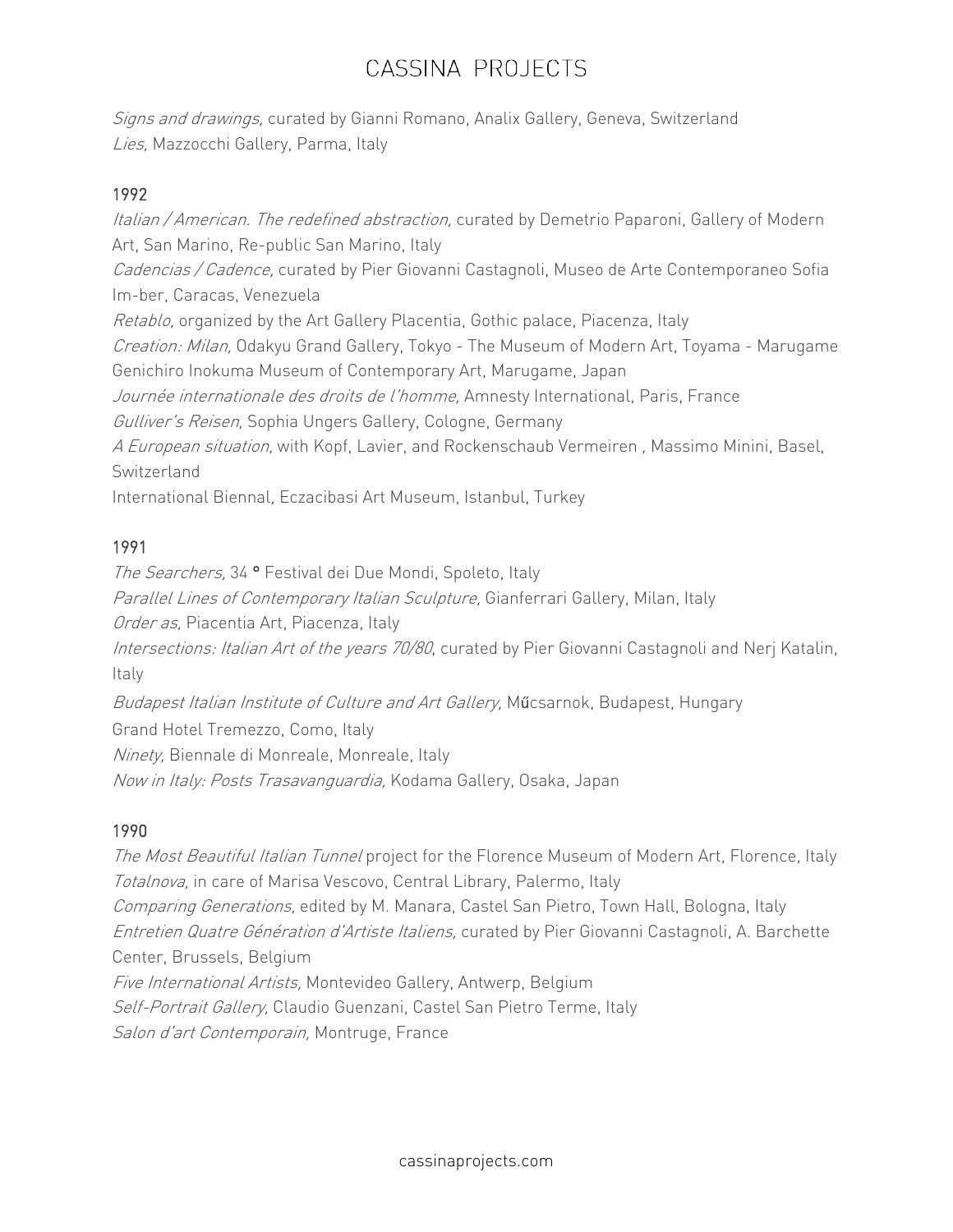*Signs and drawings,* curated by Gianni Romano, Analix Gallery, Geneva, Switzerland
*Lies,* Mazzocchi Gallery, Parma, Italy

1992

*Italian / American. The redefined abstraction,* curated by Demetrio Paparoni, Gallery of Modern Art, San Marino, Re-public San Marino, Italy
*Cadencias / Cadence,* curated by Pier Giovanni Castagnoli, Museo de Arte Contemporaneo Sofia Im-ber, Caracas, Venezuela
*Retablo,* organized by the Art Gallery Placentia, Gothic palace, Piacenza, Italy
*Creation: Milan,* Odakyu Grand Gallery, Tokyo - The Museum of Modern Art, Toyama - Marugame Genichiro Inokuma Museum of Contemporary Art, Marugame, Japan
*Journée internationale des droits de l'homme,* Amnesty International, Paris, France
*Gulliver's Reisen,* Sophia Ungers Gallery, Cologne, Germany
*A European situation,* with Kopf, Lavier, and Rockenschaub Vermeiren , Massimo Minini, Basel, Switzerland
International Biennal, Eczacibasi Art Museum, Istanbul, Turkey

1991

*The Searchers,* 34 ° Festival dei Due Mondi, Spoleto, Italy
*Parallel Lines of Contemporary Italian Sculpture,* Gianferrari Gallery, Milan, Italy
*Order as,* Piacentia Art, Piacenza, Italy
*Intersections: Italian Art of the years 70/80*, curated by Pier Giovanni Castagnoli and Nerj Katalin, Italy
*Budapest Italian Institute of Culture and Art Gallery,* Műcsarnok, Budapest, Hungary
Grand Hotel Tremezzo, Como, Italy
*Ninety,* Biennale di Monreale, Monreale, Italy
*Now in Italy: Posts Trasavanguardia,* Kodama Gallery, Osaka, Japan

1990

*The Most Beautiful Italian Tunnel* project for the Florence Museum of Modern Art, Florence, Italy
*Totalnova,* in care of Marisa Vescovo, Central Library, Palermo, Italy
*Comparing Generations,* edited by M. Manara, Castel San Pietro, Town Hall, Bologna, Italy
*Entretien Quatre Génération d'Artiste Italiens,* curated by Pier Giovanni Castagnoli, A. Barchette Center, Brussels, Belgium
*Five International Artists,* Montevideo Gallery, Antwerp, Belgium
*Self-Portrait Gallery,* Claudio Guenzani, Castel San Pietro Terme, Italy
*Salon d'art Contemporain,* Montruge, France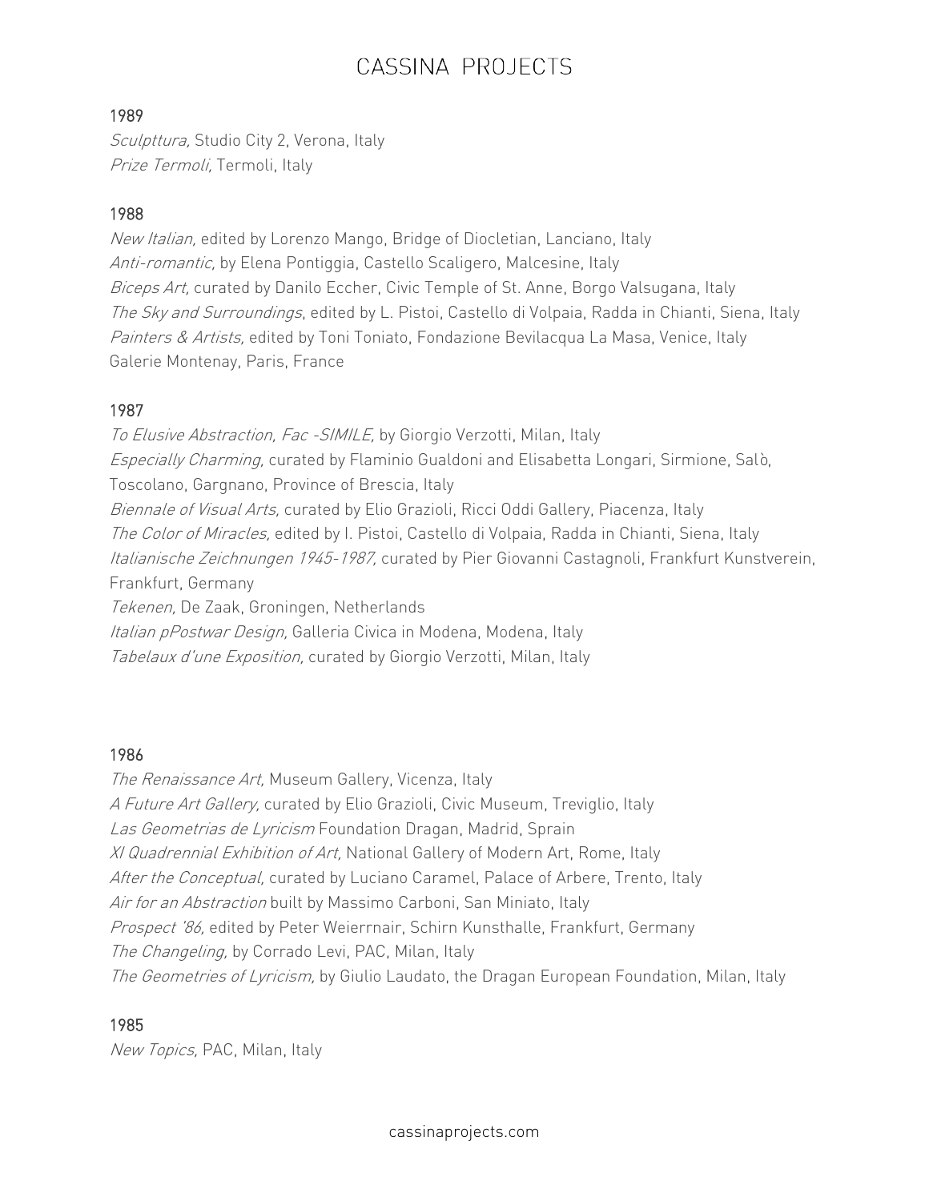1989

*Sculpttura,* Studio City 2, Verona, Italy
*Prize Termoli,* Termoli, Italy

1988

*New Italian,* edited by Lorenzo Mango, Bridge of Diocletian, Lanciano, Italy
*Anti-romantic,* by Elena Pontiggia, Castello Scaligero, Malcesine, Italy
*Biceps Art,* curated by Danilo Eccher, Civic Temple of St. Anne, Borgo Valsugana, Italy
*The Sky and Surroundings*, edited by L. Pistoi, Castello di Volpaia, Radda in Chianti, Siena, Italy
*Painters & Artists,* edited by Toni Toniato, Fondazione Bevilacqua La Masa, Venice, Italy
Galerie Montenay, Paris, France

1987

*To Elusive Abstraction, Fac -SIMILE,* by Giorgio Verzotti, Milan, Italy
*Especially Charming,* curated by Flaminio Gualdoni and Elisabetta Longari, Sirmione, Salò, Toscolano, Gargnano, Province of Brescia, Italy
*Biennale of Visual Arts,* curated by Elio Grazioli, Ricci Oddi Gallery, Piacenza, Italy
*The Color of Miracles,* edited by I. Pistoi, Castello di Volpaia, Radda in Chianti, Siena, Italy
*Italianische Zeichnungen 1945-1987,* curated by Pier Giovanni Castagnoli, Frankfurt Kunstverein, Frankfurt, Germany
*Tekenen,* De Zaak, Groningen, Netherlands
*Italian pPostwar Design,* Galleria Civica in Modena, Modena, Italy
*Tabelaux d'une Exposition,* curated by Giorgio Verzotti, Milan, Italy

1986

*The Renaissance Art,* Museum Gallery, Vicenza, Italy
*A Future Art Gallery,* curated by Elio Grazioli, Civic Museum, Treviglio, Italy
*Las Geometrias de Lyricism* Foundation Dragan, Madrid, Sprain
*XI Quadrennial Exhibition of Art,* National Gallery of Modern Art, Rome, Italy
*After the Conceptual,* curated by Luciano Caramel, Palace of Arbere, Trento, Italy
*Air for an Abstraction* built by Massimo Carboni, San Miniato, Italy
*Prospect '86,* edited by Peter Weierrnair, Schirn Kunsthalle, Frankfurt, Germany
*The Changeling,* by Corrado Levi, PAC, Milan, Italy
*The Geometries of Lyricism,* by Giulio Laudato, the Dragan European Foundation, Milan, Italy

1985

*New Topics,* PAC, Milan, Italy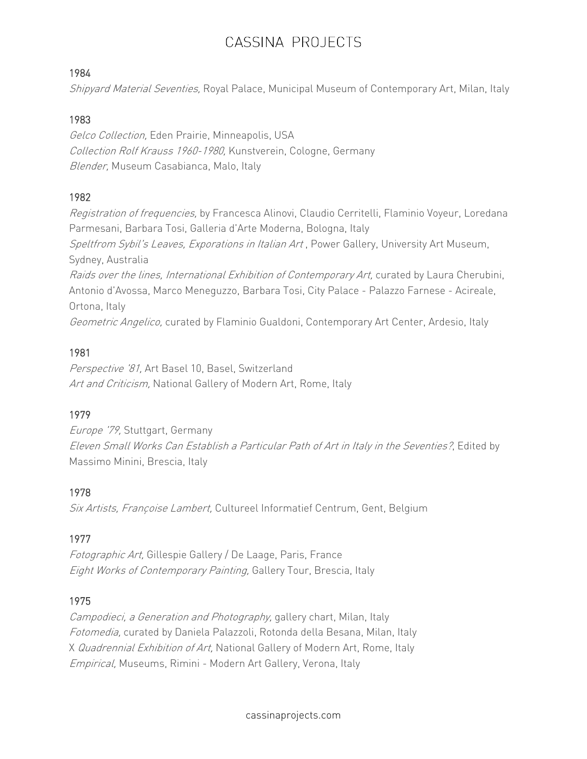1984

*Shipyard Material Seventies,* Royal Palace, Municipal Museum of Contemporary Art, Milan, Italy

1983

*Gelco Collection,* Eden Prairie, Minneapolis, USA
*Collection Rolf Krauss 1960-1980,* Kunstverein, Cologne, Germany
*Blender,* Museum Casabianca, Malo, Italy

1982

*Registration of frequencies,* by Francesca Alinovi, Claudio Cerritelli, Flaminio Voyeur, Loredana Parmesani, Barbara Tosi, Galleria d'Arte Moderna, Bologna, Italy
*Speltfrom Sybil's Leaves, Exporations in Italian Art* , Power Gallery, University Art Museum, Sydney, Australia
*Raids over the lines, International Exhibition of Contemporary Art,* curated by Laura Cherubini, Antonio d'Avossa, Marco Meneguzzo, Barbara Tosi, City Palace - Palazzo Farnese - Acireale, Ortona, Italy
*Geometric Angelico,* curated by Flaminio Gualdoni, Contemporary Art Center, Ardesio, Italy

1981

*Perspective '81,* Art Basel 10, Basel, Switzerland
*Art and Criticism,* National Gallery of Modern Art, Rome, Italy

1979

*Europe '79,* Stuttgart, Germany
*Eleven Small Works Can Establish a Particular Path of Art in Italy in the Seventies?*, Edited by Massimo Minini, Brescia, Italy

1978

*Six Artists, Françoise Lambert,* Cultureel Informatief Centrum, Gent, Belgium

1977

*Fotographic Art,* Gillespie Gallery / De Laage, Paris, France
*Eight Works of Contemporary Painting,* Gallery Tour, Brescia, Italy

1975

*Campodieci, a Generation and Photography,* gallery chart, Milan, Italy
*Fotomedia,* curated by Daniela Palazzoli, Rotonda della Besana, Milan, Italy
X *Quadrennial Exhibition of Art,* National Gallery of Modern Art, Rome, Italy
*Empirical,* Museums, Rimini - Modern Art Gallery, Verona, Italy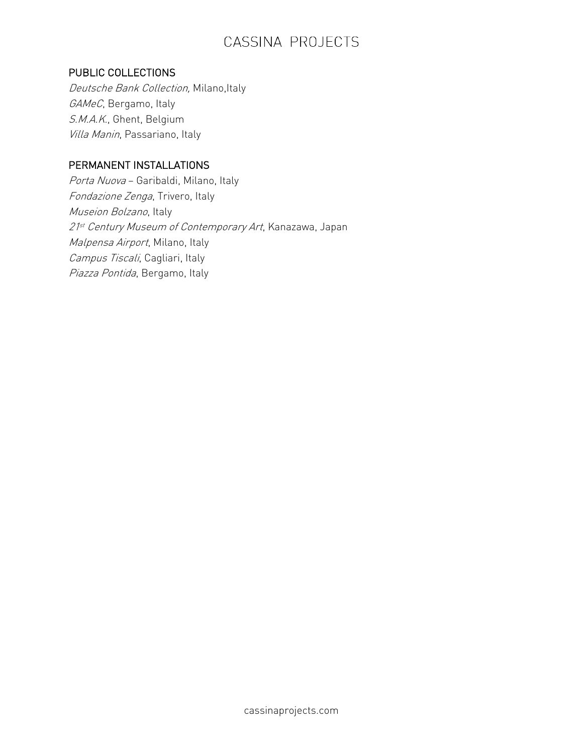## PUBLIC COLLECTIONS

*Deutsche Bank Collection,* Milano,Italy
*GAMeC*, Bergamo, Italy
*S.M.A.K.*, Ghent, Belgium
*Villa Manin*, Passariano, Italy

## PERMANENT INSTALLATIONS

*Porta Nuova* – Garibaldi, Milano, Italy
*Fondazione Zenga*, Trivero, Italy
*Museion Bolzano*, Italy
*21st Century Museum of Contemporary Art*, Kanazawa, Japan
*Malpensa Airport*, Milano, Italy
*Campus Tiscali*, Cagliari, Italy
*Piazza Pontida*, Bergamo, Italy